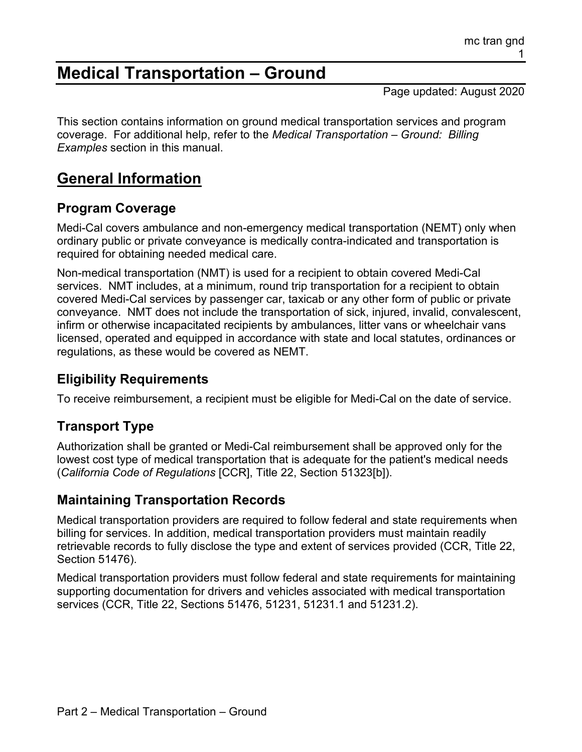# Medical Transportation – Ground

Page updated: August 2020

This section contains information on ground medical transportation services and program coverage. For additional help, refer to the *Medical Transportation – Ground: Billing Examples* section in this manual.

## General Information

### Program Coverage

Medi-Cal covers ambulance and non-emergency medical transportation (NEMT) only when ordinary public or private conveyance is medically contra-indicated and transportation is required for obtaining needed medical care.

Non-medical transportation (NMT) is used for a recipient to obtain covered Medi-Cal services. NMT includes, at a minimum, round trip transportation for a recipient to obtain covered Medi-Cal services by passenger car, taxicab or any other form of public or private conveyance. NMT does not include the transportation of sick, injured, invalid, convalescent, infirm or otherwise incapacitated recipients by ambulances, litter vans or wheelchair vans licensed, operated and equipped in accordance with state and local statutes, ordinances or regulations, as these would be covered as NEMT.

### Eligibility Requirements

To receive reimbursement, a recipient must be eligible for Medi-Cal on the date of service.

### Transport Type

Authorization shall be granted or Medi-Cal reimbursement shall be approved only for the lowest cost type of medical transportation that is adequate for the patient's medical needs (*California Code of Regulations* [CCR], Title 22, Section 51323[b]).

### Maintaining Transportation Records

Medical transportation providers are required to follow federal and state requirements when billing for services. In addition, medical transportation providers must maintain readily retrievable records to fully disclose the type and extent of services provided (CCR, Title 22, Section 51476).

Medical transportation providers must follow federal and state requirements for maintaining supporting documentation for drivers and vehicles associated with medical transportation services (CCR, Title 22, Sections 51476, 51231, 51231.1 and 51231.2).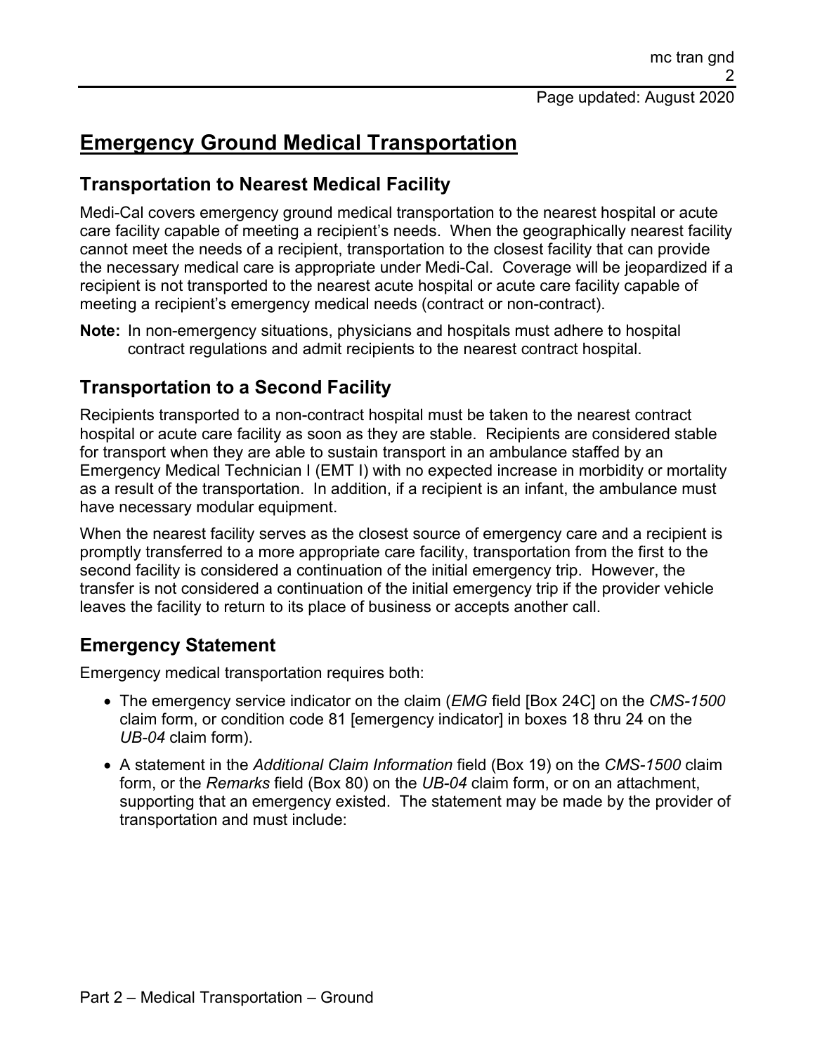# Emergency Ground Medical Transportation

## Transportation to Nearest Medical Facility

Medi-Cal covers emergency ground medical transportation to the nearest hospital or acute care facility capable of meeting a recipient's needs. When the geographically nearest facility cannot meet the needs of a recipient, transportation to the closest facility that can provide the necessary medical care is appropriate under Medi-Cal. Coverage will be jeopardized if a recipient is not transported to the nearest acute hospital or acute care facility capable of meeting a recipient's emergency medical needs (contract or non-contract).

**Note:** In non-emergency situations, physicians and hospitals must adhere to hospital contract regulations and admit recipients to the nearest contract hospital.

## Transportation to a Second Facility

Recipients transported to a non-contract hospital must be taken to the nearest contract hospital or acute care facility as soon as they are stable. Recipients are considered stable for transport when they are able to sustain transport in an ambulance staffed by an Emergency Medical Technician I (EMT I) with no expected increase in morbidity or mortality as a result of the transportation. In addition, if a recipient is an infant, the ambulance must have necessary modular equipment.

When the nearest facility serves as the closest source of emergency care and a recipient is promptly transferred to a more appropriate care facility, transportation from the first to the second facility is considered a continuation of the initial emergency trip. However, the transfer is not considered a continuation of the initial emergency trip if the provider vehicle leaves the facility to return to its place of business or accepts another call.

## Emergency Statement

Emergency medical transportation requires both:

- The emergency service indicator on the claim (*EMG* field [Box 24C] on the *CMS-1500* claim form, or condition code 81 [emergency indicator] in boxes 18 thru 24 on the *UB-04* claim form).
- A statement in the *Additional Claim Information* field (Box 19) on the *CMS-1500* claim form, or the *Remarks* field (Box 80) on the *UB-04* claim form, or on an attachment, supporting that an emergency existed. The statement may be made by the provider of transportation and must include: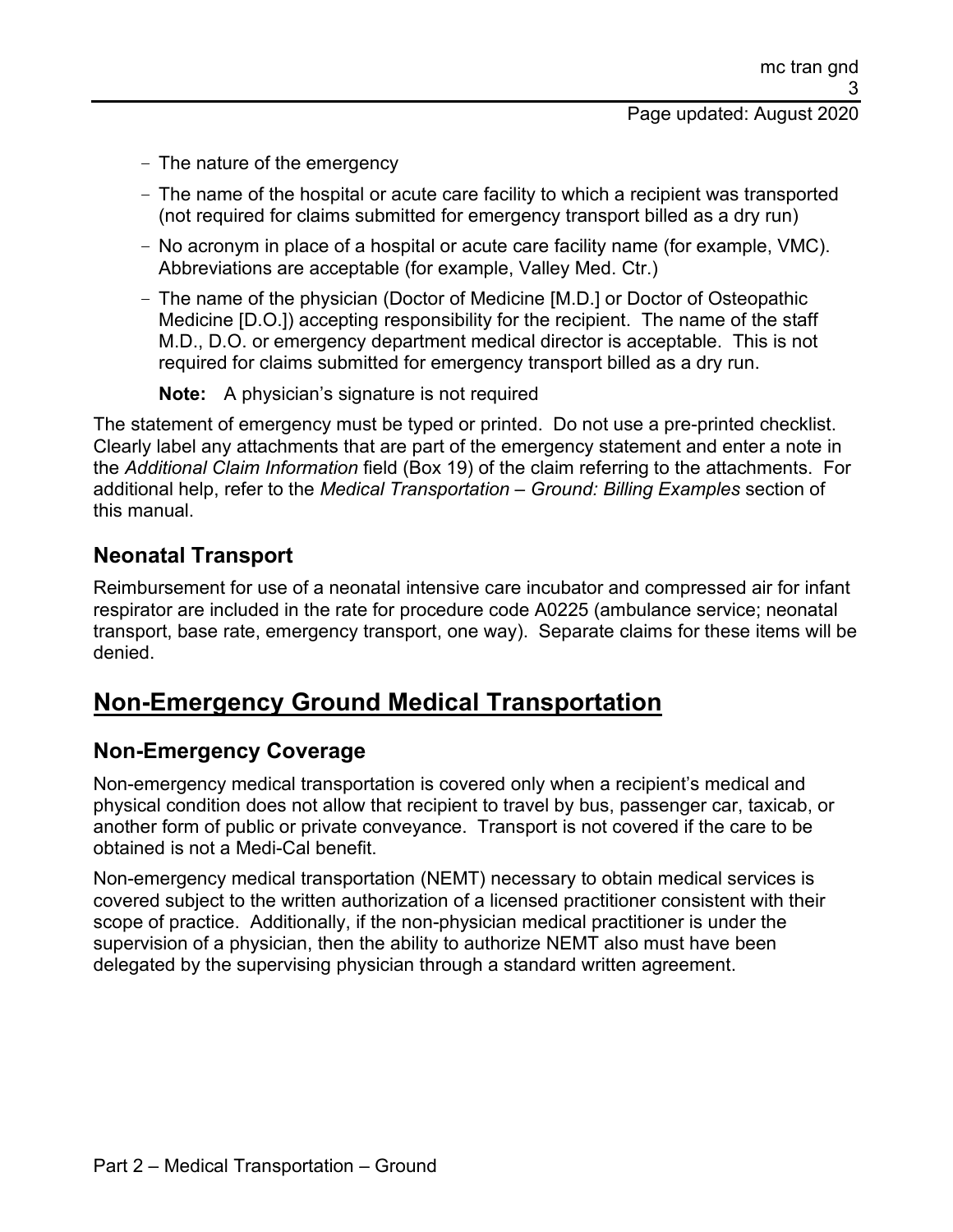- The nature of the emergency
- The name of the hospital or acute care facility to which a recipient was transported (not required for claims submitted for emergency transport billed as a dry run)
- No acronym in place of a hospital or acute care facility name (for example, VMC). Abbreviations are acceptable (for example, Valley Med. Ctr.)
- The name of the physician (Doctor of Medicine [M.D.] or Doctor of Osteopathic Medicine [D.O.]) accepting responsibility for the recipient. The name of the staff M.D., D.O. or emergency department medical director is acceptable. This is not required for claims submitted for emergency transport billed as a dry run.

  **Note:** A physician's signature is not required

The statement of emergency must be typed or printed. Do not use a pre-printed checklist. Clearly label any attachments that are part of the emergency statement and enter a note in the *Additional Claim Information* field (Box 19) of the claim referring to the attachments. For additional help, refer to the *Medical Transportation – Ground: Billing Examples* section of this manual.

### Neonatal Transport

Reimbursement for use of a neonatal intensive care incubator and compressed air for infant respirator are included in the rate for procedure code A0225 (ambulance service; neonatal transport, base rate, emergency transport, one way). Separate claims for these items will be denied.

## Non-Emergency Ground Medical Transportation

### Non-Emergency Coverage

Non-emergency medical transportation is covered only when a recipient's medical and physical condition does not allow that recipient to travel by bus, passenger car, taxicab, or another form of public or private conveyance. Transport is not covered if the care to be obtained is not a Medi-Cal benefit.

Non-emergency medical transportation (NEMT) necessary to obtain medical services is covered subject to the written authorization of a licensed practitioner consistent with their scope of practice. Additionally, if the non-physician medical practitioner is under the supervision of a physician, then the ability to authorize NEMT also must have been delegated by the supervising physician through a standard written agreement.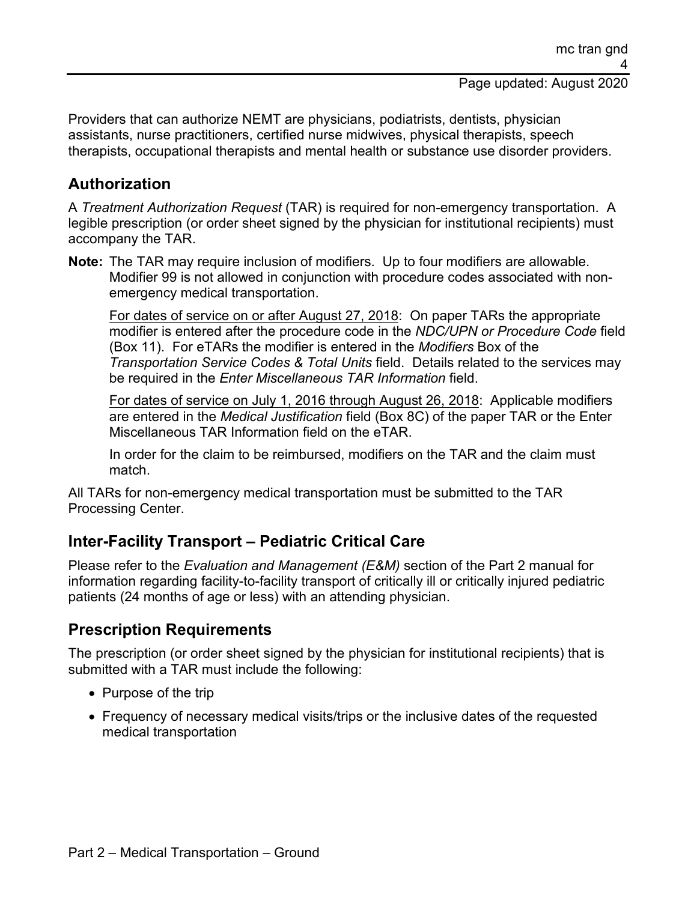Providers that can authorize NEMT are physicians, podiatrists, dentists, physician assistants, nurse practitioners, certified nurse midwives, physical therapists, speech therapists, occupational therapists and mental health or substance use disorder providers.

## Authorization

A *Treatment Authorization Request* (TAR) is required for non-emergency transportation. A legible prescription (or order sheet signed by the physician for institutional recipients) must accompany the TAR.

**Note:** The TAR may require inclusion of modifiers. Up to four modifiers are allowable. Modifier 99 is not allowed in conjunction with procedure codes associated with non-emergency medical transportation.

For dates of service on or after August 27, 2018: On paper TARs the appropriate modifier is entered after the procedure code in the *NDC/UPN or Procedure Code* field (Box 11). For eTARs the modifier is entered in the *Modifiers* Box of the *Transportation Service Codes & Total Units* field. Details related to the services may be required in the *Enter Miscellaneous TAR Information* field.

For dates of service on July 1, 2016 through August 26, 2018: Applicable modifiers are entered in the *Medical Justification* field (Box 8C) of the paper TAR or the Enter Miscellaneous TAR Information field on the eTAR.

In order for the claim to be reimbursed, modifiers on the TAR and the claim must match.

All TARs for non-emergency medical transportation must be submitted to the TAR Processing Center.

## Inter-Facility Transport – Pediatric Critical Care

Please refer to the *Evaluation and Management (E&M)* section of the Part 2 manual for information regarding facility-to-facility transport of critically ill or critically injured pediatric patients (24 months of age or less) with an attending physician.

## Prescription Requirements

The prescription (or order sheet signed by the physician for institutional recipients) that is submitted with a TAR must include the following:

- Purpose of the trip
- Frequency of necessary medical visits/trips or the inclusive dates of the requested medical transportation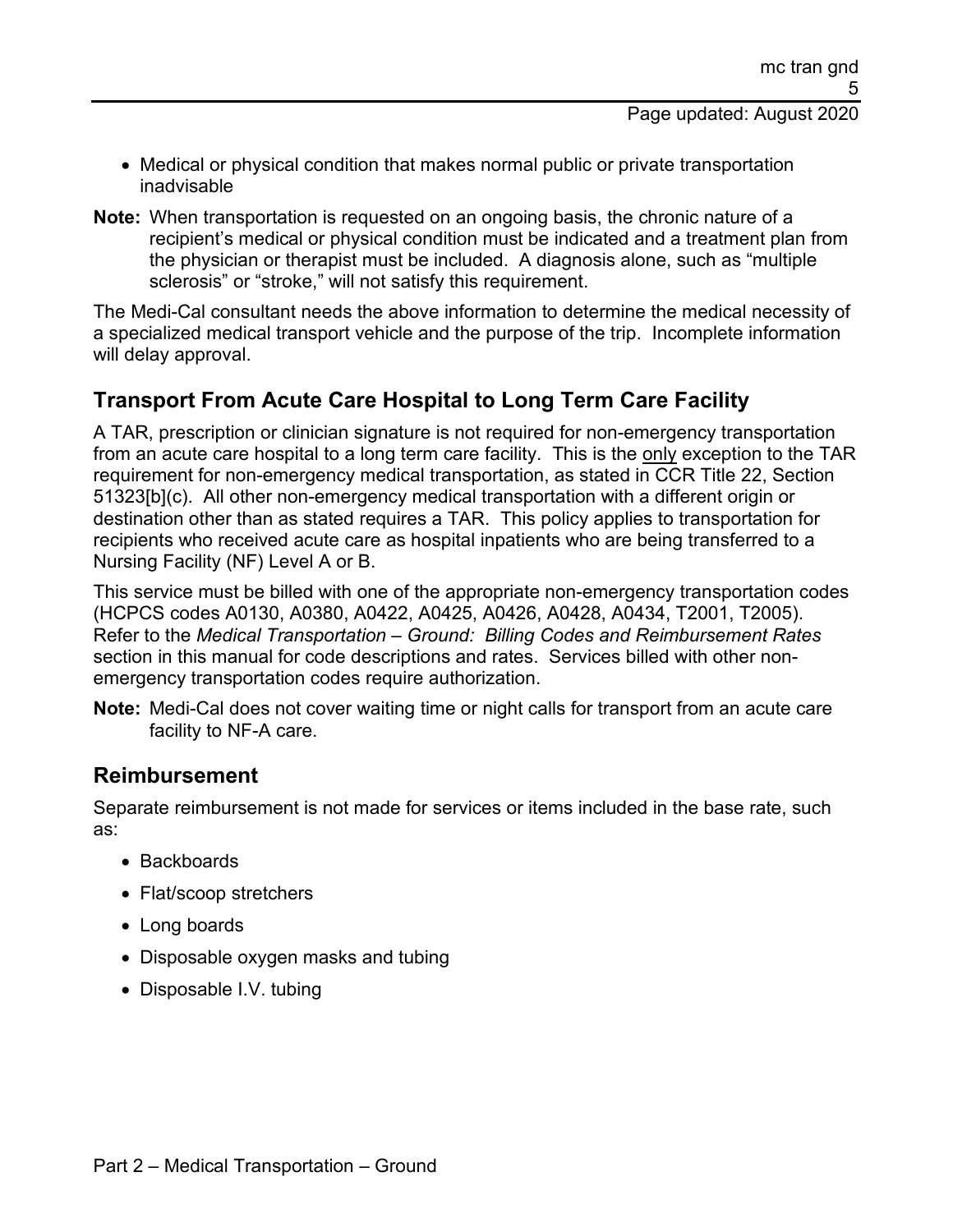- Medical or physical condition that makes normal public or private transportation inadvisable

**Note:** When transportation is requested on an ongoing basis, the chronic nature of a recipient's medical or physical condition must be indicated and a treatment plan from the physician or therapist must be included. A diagnosis alone, such as "multiple sclerosis" or "stroke," will not satisfy this requirement.

The Medi-Cal consultant needs the above information to determine the medical necessity of a specialized medical transport vehicle and the purpose of the trip. Incomplete information will delay approval.

## Transport From Acute Care Hospital to Long Term Care Facility

A TAR, prescription or clinician signature is not required for non-emergency transportation from an acute care hospital to a long term care facility. This is the only exception to the TAR requirement for non-emergency medical transportation, as stated in CCR Title 22, Section 51323[b](c). All other non-emergency medical transportation with a different origin or destination other than as stated requires a TAR. This policy applies to transportation for recipients who received acute care as hospital inpatients who are being transferred to a Nursing Facility (NF) Level A or B.

This service must be billed with one of the appropriate non-emergency transportation codes (HCPCS codes A0130, A0380, A0422, A0425, A0426, A0428, A0434, T2001, T2005). Refer to the *Medical Transportation – Ground: Billing Codes and Reimbursement Rates* section in this manual for code descriptions and rates. Services billed with other non-emergency transportation codes require authorization.

**Note:** Medi-Cal does not cover waiting time or night calls for transport from an acute care facility to NF-A care.

## Reimbursement

Separate reimbursement is not made for services or items included in the base rate, such as:

- Backboards
- Flat/scoop stretchers
- Long boards
- Disposable oxygen masks and tubing
- Disposable I.V. tubing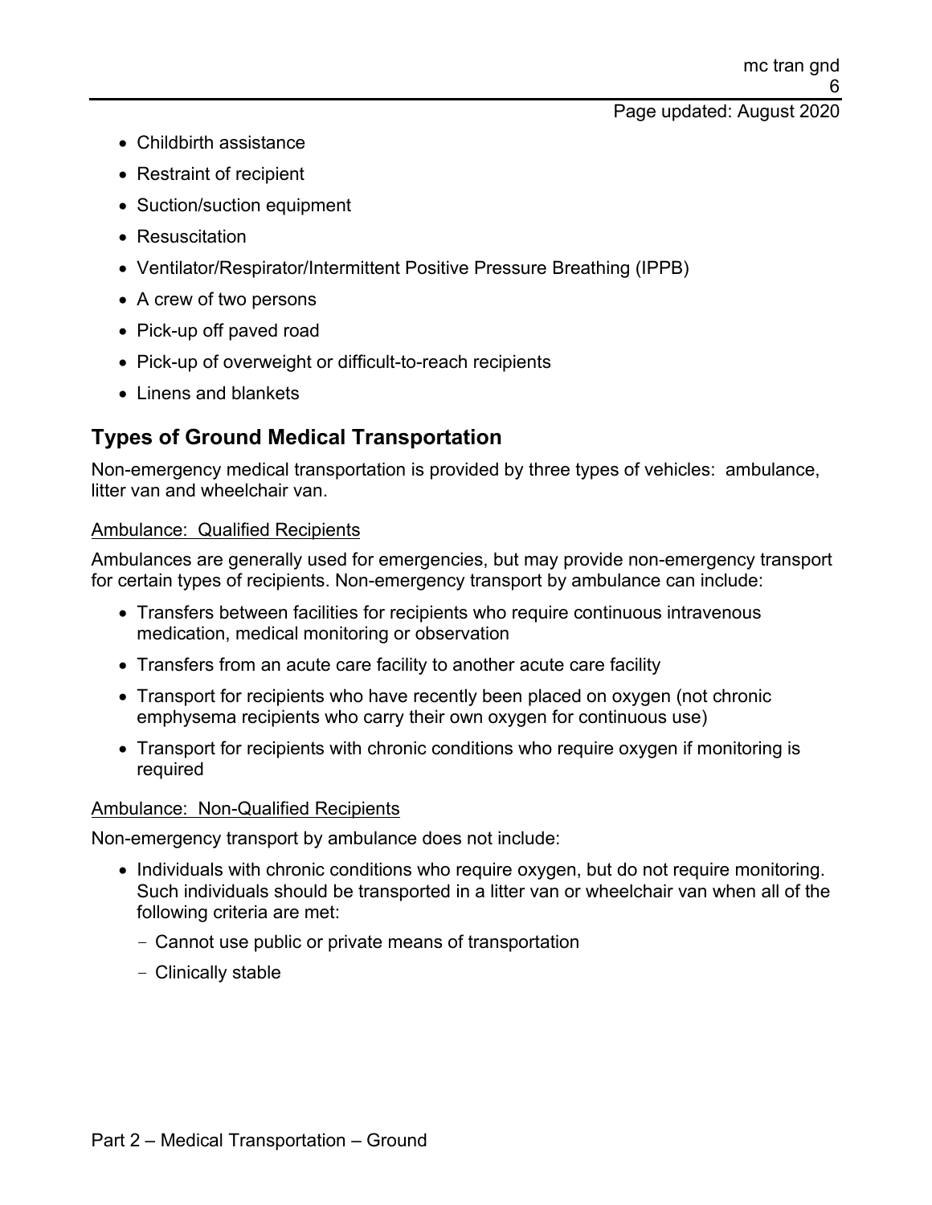- Childbirth assistance
- Restraint of recipient
- Suction/suction equipment
- Resuscitation
- Ventilator/Respirator/Intermittent Positive Pressure Breathing (IPPB)
- A crew of two persons
- Pick-up off paved road
- Pick-up of overweight or difficult-to-reach recipients
- Linens and blankets

## Types of Ground Medical Transportation

Non-emergency medical transportation is provided by three types of vehicles: ambulance, litter van and wheelchair van.

<u>Ambulance: Qualified Recipients</u>

Ambulances are generally used for emergencies, but may provide non-emergency transport for certain types of recipients. Non-emergency transport by ambulance can include:

- Transfers between facilities for recipients who require continuous intravenous medication, medical monitoring or observation
- Transfers from an acute care facility to another acute care facility
- Transport for recipients who have recently been placed on oxygen (not chronic emphysema recipients who carry their own oxygen for continuous use)
- Transport for recipients with chronic conditions who require oxygen if monitoring is required

<u>Ambulance: Non-Qualified Recipients</u>

Non-emergency transport by ambulance does not include:

- Individuals with chronic conditions who require oxygen, but do not require monitoring. Such individuals should be transported in a litter van or wheelchair van when all of the following criteria are met:
  - Cannot use public or private means of transportation
  - Clinically stable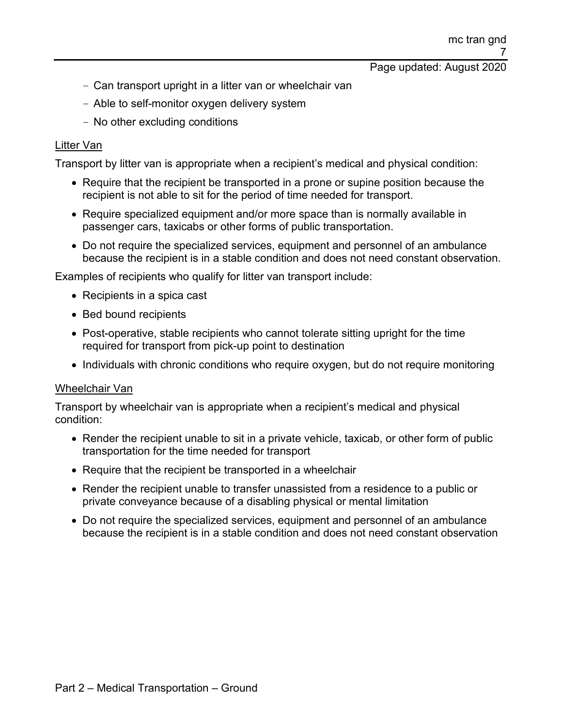- Can transport upright in a litter van or wheelchair van
- Able to self-monitor oxygen delivery system
- No other excluding conditions

<u>Litter Van</u>

Transport by litter van is appropriate when a recipient's medical and physical condition:

- Require that the recipient be transported in a prone or supine position because the recipient is not able to sit for the period of time needed for transport.
- Require specialized equipment and/or more space than is normally available in passenger cars, taxicabs or other forms of public transportation.
- Do not require the specialized services, equipment and personnel of an ambulance because the recipient is in a stable condition and does not need constant observation.

Examples of recipients who qualify for litter van transport include:

- Recipients in a spica cast
- Bed bound recipients
- Post-operative, stable recipients who cannot tolerate sitting upright for the time required for transport from pick-up point to destination
- Individuals with chronic conditions who require oxygen, but do not require monitoring

<u>Wheelchair Van</u>

Transport by wheelchair van is appropriate when a recipient's medical and physical condition:

- Render the recipient unable to sit in a private vehicle, taxicab, or other form of public transportation for the time needed for transport
- Require that the recipient be transported in a wheelchair
- Render the recipient unable to transfer unassisted from a residence to a public or private conveyance because of a disabling physical or mental limitation
- Do not require the specialized services, equipment and personnel of an ambulance because the recipient is in a stable condition and does not need constant observation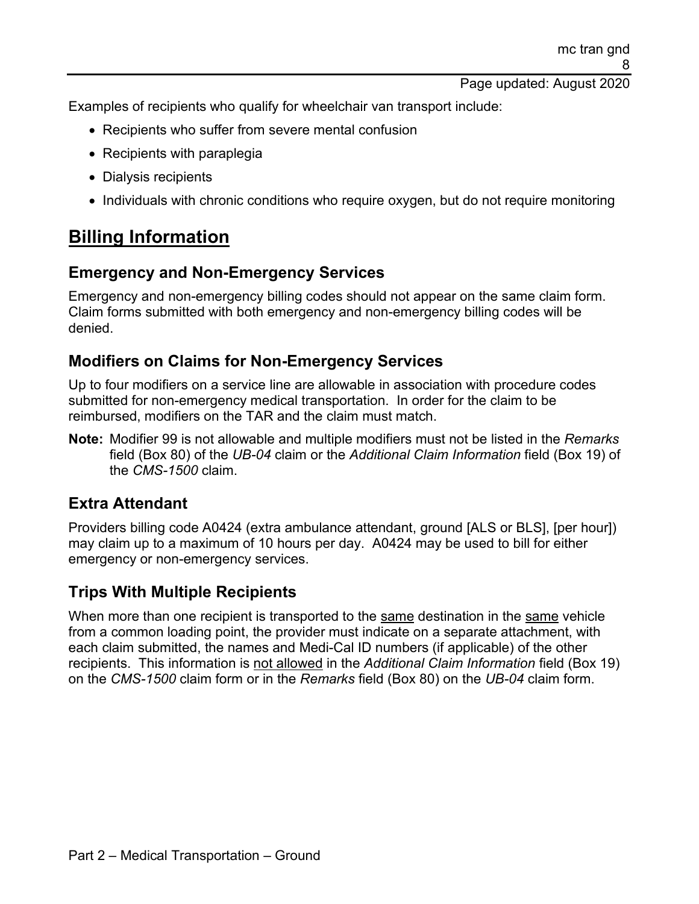Examples of recipients who qualify for wheelchair van transport include:

- Recipients who suffer from severe mental confusion
- Recipients with paraplegia
- Dialysis recipients
- Individuals with chronic conditions who require oxygen, but do not require monitoring

## Billing Information

### Emergency and Non-Emergency Services

Emergency and non-emergency billing codes should not appear on the same claim form. Claim forms submitted with both emergency and non-emergency billing codes will be denied.

### Modifiers on Claims for Non-Emergency Services

Up to four modifiers on a service line are allowable in association with procedure codes submitted for non-emergency medical transportation. In order for the claim to be reimbursed, modifiers on the TAR and the claim must match.

**Note:** Modifier 99 is not allowable and multiple modifiers must not be listed in the *Remarks* field (Box 80) of the *UB-04* claim or the *Additional Claim Information* field (Box 19) of the *CMS-1500* claim.

### Extra Attendant

Providers billing code A0424 (extra ambulance attendant, ground [ALS or BLS], [per hour]) may claim up to a maximum of 10 hours per day. A0424 may be used to bill for either emergency or non-emergency services.

### Trips With Multiple Recipients

When more than one recipient is transported to the same destination in the same vehicle from a common loading point, the provider must indicate on a separate attachment, with each claim submitted, the names and Medi-Cal ID numbers (if applicable) of the other recipients. This information is not allowed in the *Additional Claim Information* field (Box 19) on the *CMS-1500* claim form or in the *Remarks* field (Box 80) on the *UB-04* claim form.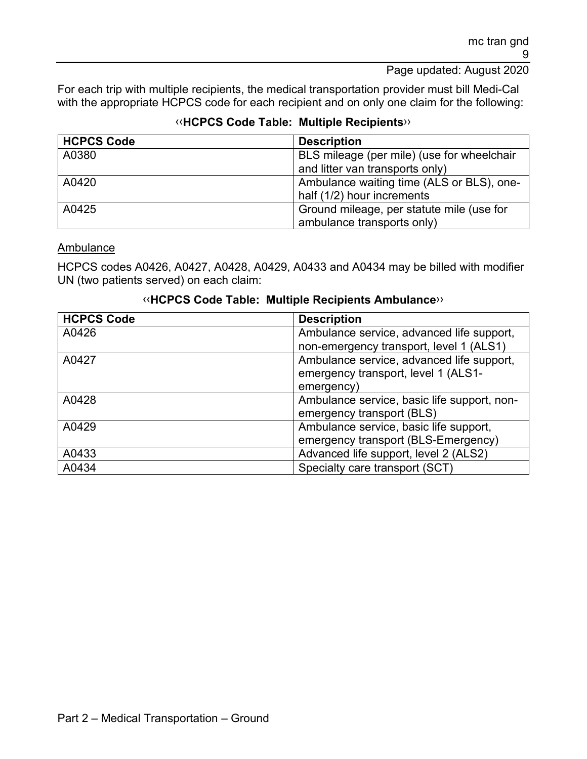For each trip with multiple recipients, the medical transportation provider must bill Medi-Cal with the appropriate HCPCS code for each recipient and on only one claim for the following:

**‹‹HCPCS Code Table: Multiple Recipients››**

| HCPCS Code | Description |
| --- | --- |
| A0380 | BLS mileage (per mile) (use for wheelchair and litter van transports only) |
| A0420 | Ambulance waiting time (ALS or BLS), one-half (1/2) hour increments |
| A0425 | Ground mileage, per statute mile (use for ambulance transports only) |

<u>Ambulance</u>

HCPCS codes A0426, A0427, A0428, A0429, A0433 and A0434 may be billed with modifier UN (two patients served) on each claim:

**‹‹HCPCS Code Table: Multiple Recipients Ambulance››**

| HCPCS Code | Description |
| --- | --- |
| A0426 | Ambulance service, advanced life support, non-emergency transport, level 1 (ALS1) |
| A0427 | Ambulance service, advanced life support, emergency transport, level 1 (ALS1-emergency) |
| A0428 | Ambulance service, basic life support, non-emergency transport (BLS) |
| A0429 | Ambulance service, basic life support, emergency transport (BLS-Emergency) |
| A0433 | Advanced life support, level 2 (ALS2) |
| A0434 | Specialty care transport (SCT) |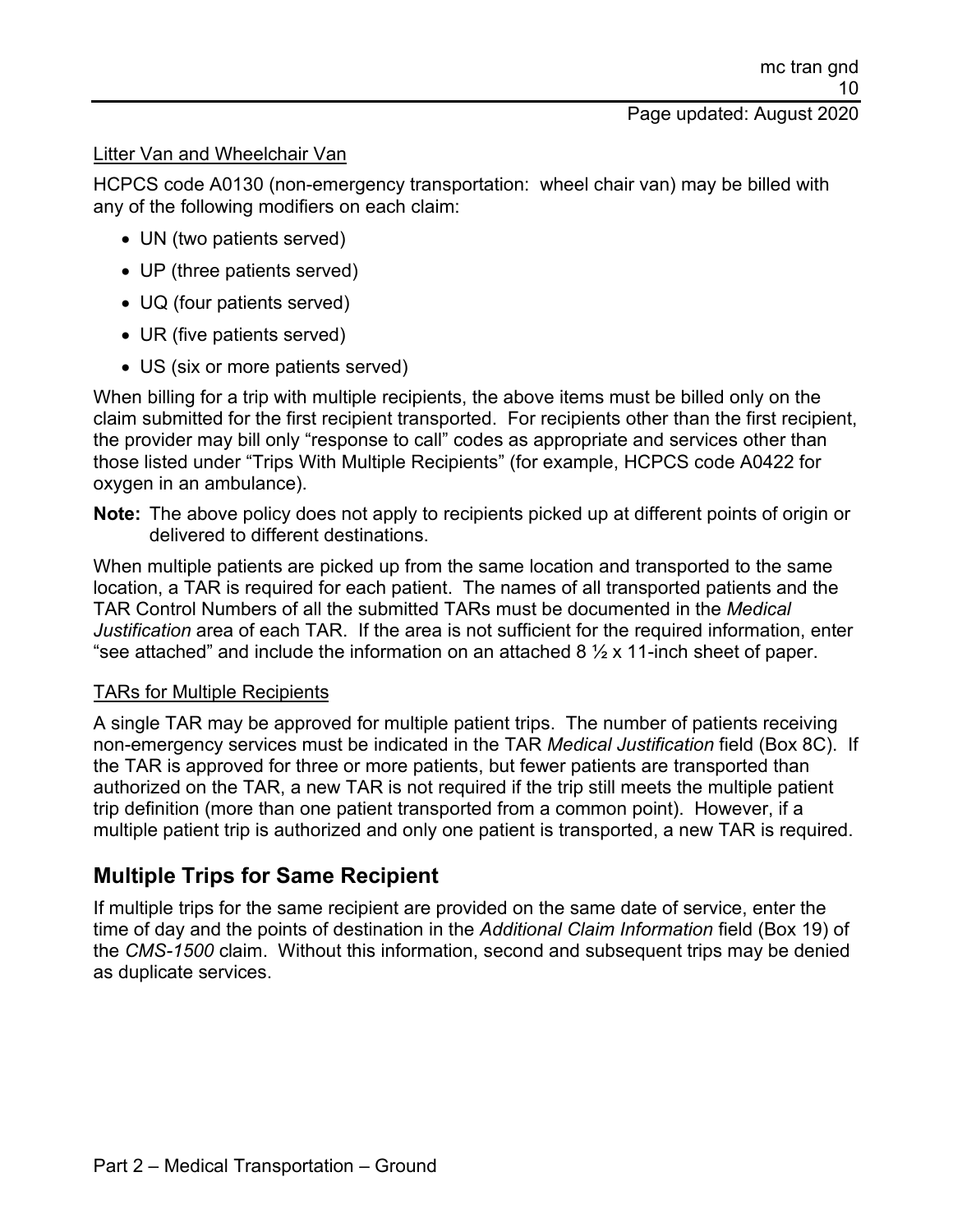Litter Van and Wheelchair Van

HCPCS code A0130 (non-emergency transportation: wheel chair van) may be billed with any of the following modifiers on each claim:

- UN (two patients served)
- UP (three patients served)
- UQ (four patients served)
- UR (five patients served)
- US (six or more patients served)

When billing for a trip with multiple recipients, the above items must be billed only on the claim submitted for the first recipient transported. For recipients other than the first recipient, the provider may bill only "response to call" codes as appropriate and services other than those listed under "Trips With Multiple Recipients" (for example, HCPCS code A0422 for oxygen in an ambulance).

**Note:** The above policy does not apply to recipients picked up at different points of origin or delivered to different destinations.

When multiple patients are picked up from the same location and transported to the same location, a TAR is required for each patient. The names of all transported patients and the TAR Control Numbers of all the submitted TARs must be documented in the *Medical Justification* area of each TAR. If the area is not sufficient for the required information, enter "see attached" and include the information on an attached 8 ½ x 11-inch sheet of paper.

TARs for Multiple Recipients

A single TAR may be approved for multiple patient trips. The number of patients receiving non-emergency services must be indicated in the TAR *Medical Justification* field (Box 8C). If the TAR is approved for three or more patients, but fewer patients are transported than authorized on the TAR, a new TAR is not required if the trip still meets the multiple patient trip definition (more than one patient transported from a common point). However, if a multiple patient trip is authorized and only one patient is transported, a new TAR is required.

## Multiple Trips for Same Recipient

If multiple trips for the same recipient are provided on the same date of service, enter the time of day and the points of destination in the *Additional Claim Information* field (Box 19) of the *CMS-1500* claim. Without this information, second and subsequent trips may be denied as duplicate services.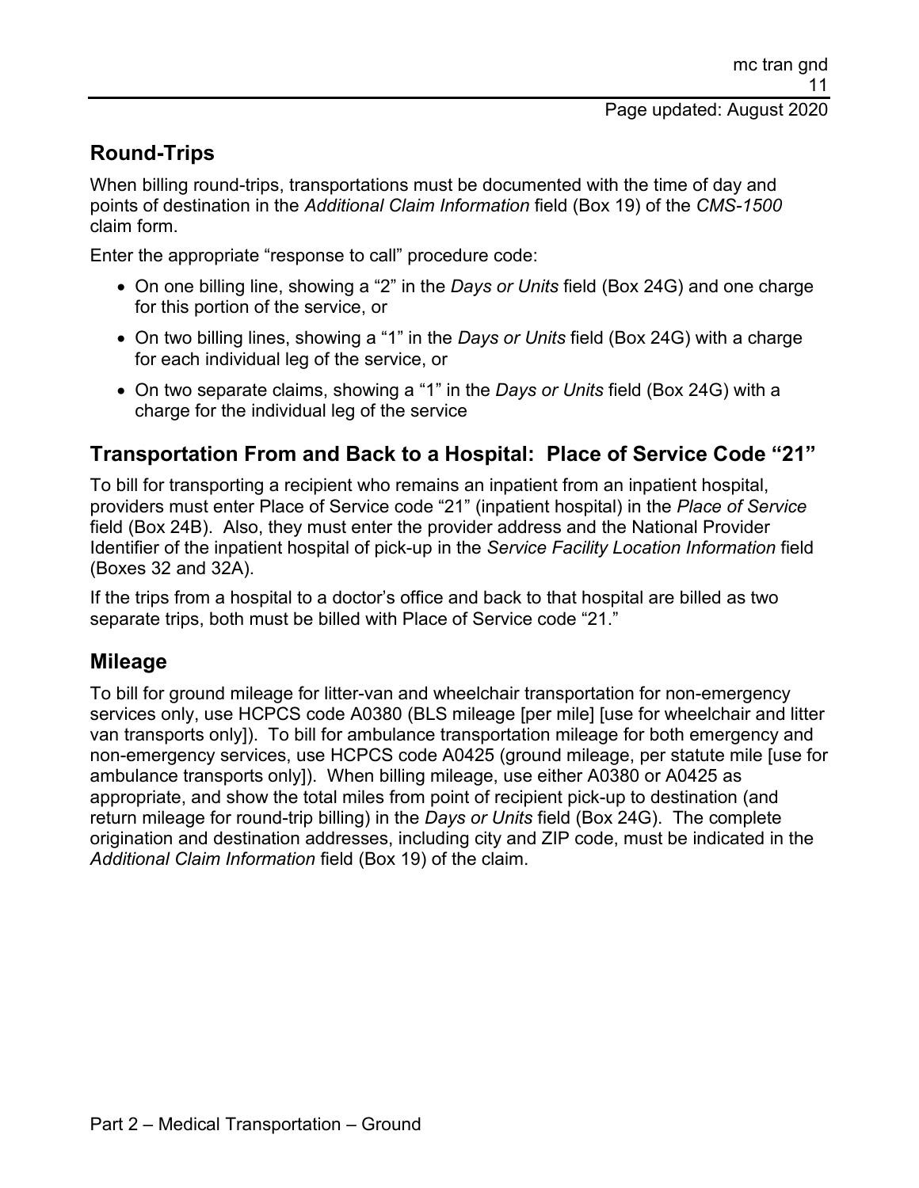## Round-Trips

When billing round-trips, transportations must be documented with the time of day and points of destination in the *Additional Claim Information* field (Box 19) of the *CMS-1500* claim form.

Enter the appropriate "response to call" procedure code:

- On one billing line, showing a "2" in the *Days or Units* field (Box 24G) and one charge for this portion of the service, or
- On two billing lines, showing a "1" in the *Days or Units* field (Box 24G) with a charge for each individual leg of the service, or
- On two separate claims, showing a "1" in the *Days or Units* field (Box 24G) with a charge for the individual leg of the service

## Transportation From and Back to a Hospital: Place of Service Code "21"

To bill for transporting a recipient who remains an inpatient from an inpatient hospital, providers must enter Place of Service code "21" (inpatient hospital) in the *Place of Service* field (Box 24B). Also, they must enter the provider address and the National Provider Identifier of the inpatient hospital of pick-up in the *Service Facility Location Information* field (Boxes 32 and 32A).

If the trips from a hospital to a doctor's office and back to that hospital are billed as two separate trips, both must be billed with Place of Service code "21."

## Mileage

To bill for ground mileage for litter-van and wheelchair transportation for non-emergency services only, use HCPCS code A0380 (BLS mileage [per mile] [use for wheelchair and litter van transports only]). To bill for ambulance transportation mileage for both emergency and non-emergency services, use HCPCS code A0425 (ground mileage, per statute mile [use for ambulance transports only]). When billing mileage, use either A0380 or A0425 as appropriate, and show the total miles from point of recipient pick-up to destination (and return mileage for round-trip billing) in the *Days or Units* field (Box 24G). The complete origination and destination addresses, including city and ZIP code, must be indicated in the *Additional Claim Information* field (Box 19) of the claim.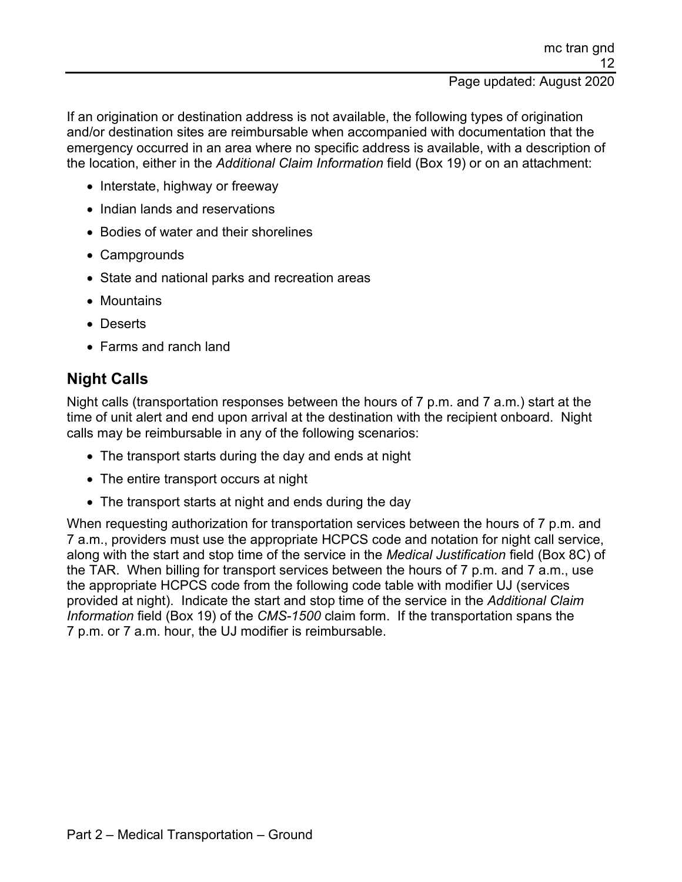If an origination or destination address is not available, the following types of origination and/or destination sites are reimbursable when accompanied with documentation that the emergency occurred in an area where no specific address is available, with a description of the location, either in the *Additional Claim Information* field (Box 19) or on an attachment:

- Interstate, highway or freeway
- Indian lands and reservations
- Bodies of water and their shorelines
- Campgrounds
- State and national parks and recreation areas
- Mountains
- Deserts
- Farms and ranch land

## Night Calls

Night calls (transportation responses between the hours of 7 p.m. and 7 a.m.) start at the time of unit alert and end upon arrival at the destination with the recipient onboard. Night calls may be reimbursable in any of the following scenarios:

- The transport starts during the day and ends at night
- The entire transport occurs at night
- The transport starts at night and ends during the day

When requesting authorization for transportation services between the hours of 7 p.m. and 7 a.m., providers must use the appropriate HCPCS code and notation for night call service, along with the start and stop time of the service in the *Medical Justification* field (Box 8C) of the TAR. When billing for transport services between the hours of 7 p.m. and 7 a.m., use the appropriate HCPCS code from the following code table with modifier UJ (services provided at night). Indicate the start and stop time of the service in the *Additional Claim Information* field (Box 19) of the *CMS-1500* claim form. If the transportation spans the 7 p.m. or 7 a.m. hour, the UJ modifier is reimbursable.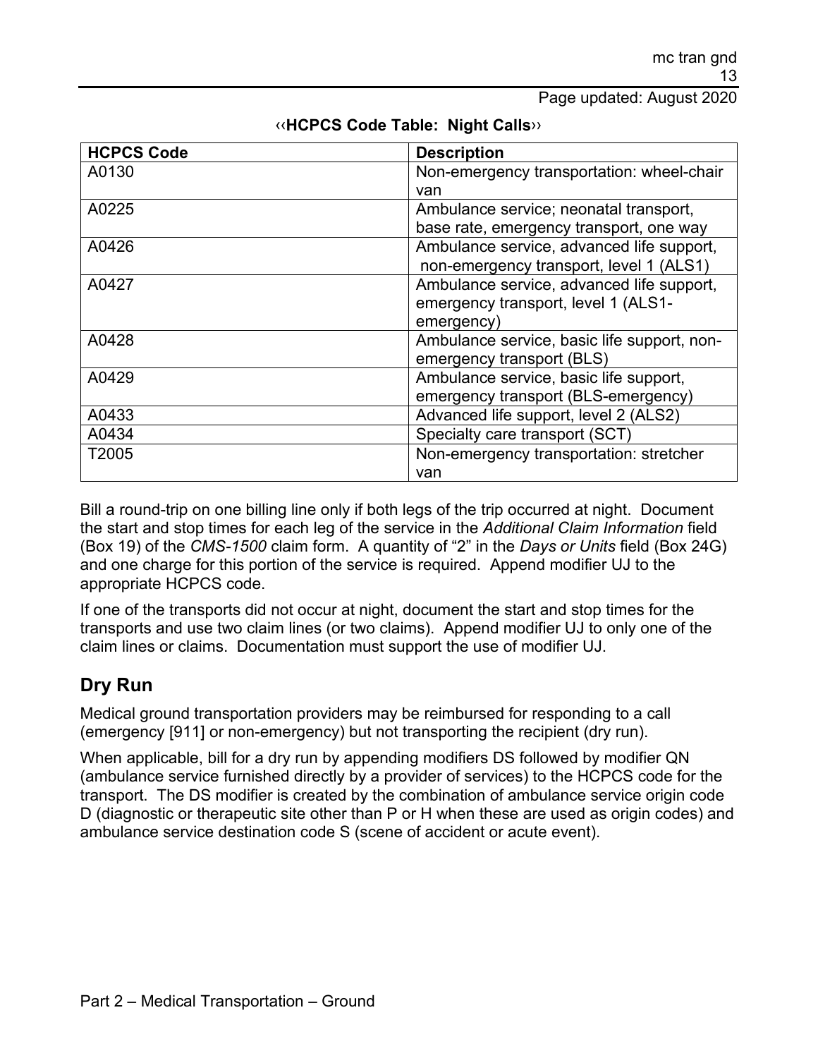‹‹**HCPCS Code Table: Night Calls**››

| HCPCS Code | Description |
|---|---|
| A0130 | Non-emergency transportation: wheel-chair van |
| A0225 | Ambulance service; neonatal transport, base rate, emergency transport, one way |
| A0426 | Ambulance service, advanced life support, non-emergency transport, level 1 (ALS1) |
| A0427 | Ambulance service, advanced life support, emergency transport, level 1 (ALS1-emergency) |
| A0428 | Ambulance service, basic life support, non-emergency transport (BLS) |
| A0429 | Ambulance service, basic life support, emergency transport (BLS-emergency) |
| A0433 | Advanced life support, level 2 (ALS2) |
| A0434 | Specialty care transport (SCT) |
| T2005 | Non-emergency transportation: stretcher van |

Bill a round-trip on one billing line only if both legs of the trip occurred at night. Document the start and stop times for each leg of the service in the *Additional Claim Information* field (Box 19) of the *CMS-1500* claim form. A quantity of "2" in the *Days or Units* field (Box 24G) and one charge for this portion of the service is required. Append modifier UJ to the appropriate HCPCS code.

If one of the transports did not occur at night, document the start and stop times for the transports and use two claim lines (or two claims). Append modifier UJ to only one of the claim lines or claims. Documentation must support the use of modifier UJ.

## Dry Run

Medical ground transportation providers may be reimbursed for responding to a call (emergency [911] or non-emergency) but not transporting the recipient (dry run).

When applicable, bill for a dry run by appending modifiers DS followed by modifier QN (ambulance service furnished directly by a provider of services) to the HCPCS code for the transport. The DS modifier is created by the combination of ambulance service origin code D (diagnostic or therapeutic site other than P or H when these are used as origin codes) and ambulance service destination code S (scene of accident or acute event).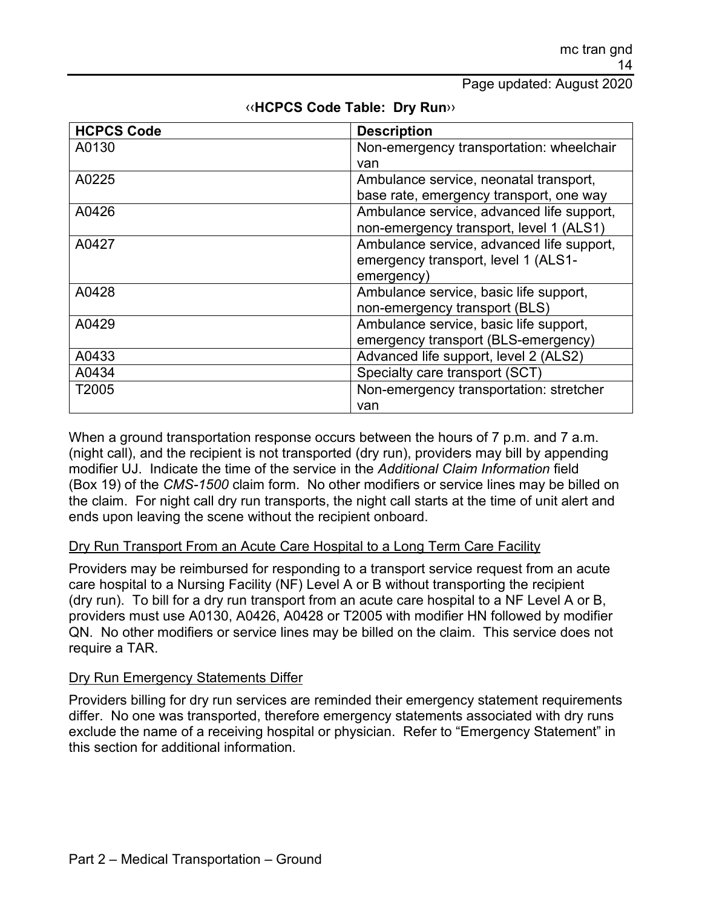**‹‹HCPCS Code Table: Dry Run››**

| HCPCS Code | Description |
| --- | --- |
| A0130 | Non-emergency transportation: wheelchair van |
| A0225 | Ambulance service, neonatal transport, base rate, emergency transport, one way |
| A0426 | Ambulance service, advanced life support, non-emergency transport, level 1 (ALS1) |
| A0427 | Ambulance service, advanced life support, emergency transport, level 1 (ALS1-emergency) |
| A0428 | Ambulance service, basic life support, non-emergency transport (BLS) |
| A0429 | Ambulance service, basic life support, emergency transport (BLS-emergency) |
| A0433 | Advanced life support, level 2 (ALS2) |
| A0434 | Specialty care transport (SCT) |
| T2005 | Non-emergency transportation: stretcher van |

When a ground transportation response occurs between the hours of 7 p.m. and 7 a.m. (night call), and the recipient is not transported (dry run), providers may bill by appending modifier UJ. Indicate the time of the service in the *Additional Claim Information* field (Box 19) of the *CMS-1500* claim form. No other modifiers or service lines may be billed on the claim. For night call dry run transports, the night call starts at the time of unit alert and ends upon leaving the scene without the recipient onboard.

## Dry Run Transport From an Acute Care Hospital to a Long Term Care Facility

Providers may be reimbursed for responding to a transport service request from an acute care hospital to a Nursing Facility (NF) Level A or B without transporting the recipient (dry run). To bill for a dry run transport from an acute care hospital to a NF Level A or B, providers must use A0130, A0426, A0428 or T2005 with modifier HN followed by modifier QN. No other modifiers or service lines may be billed on the claim. This service does not require a TAR.

## Dry Run Emergency Statements Differ

Providers billing for dry run services are reminded their emergency statement requirements differ. No one was transported, therefore emergency statements associated with dry runs exclude the name of a receiving hospital or physician. Refer to "Emergency Statement" in this section for additional information.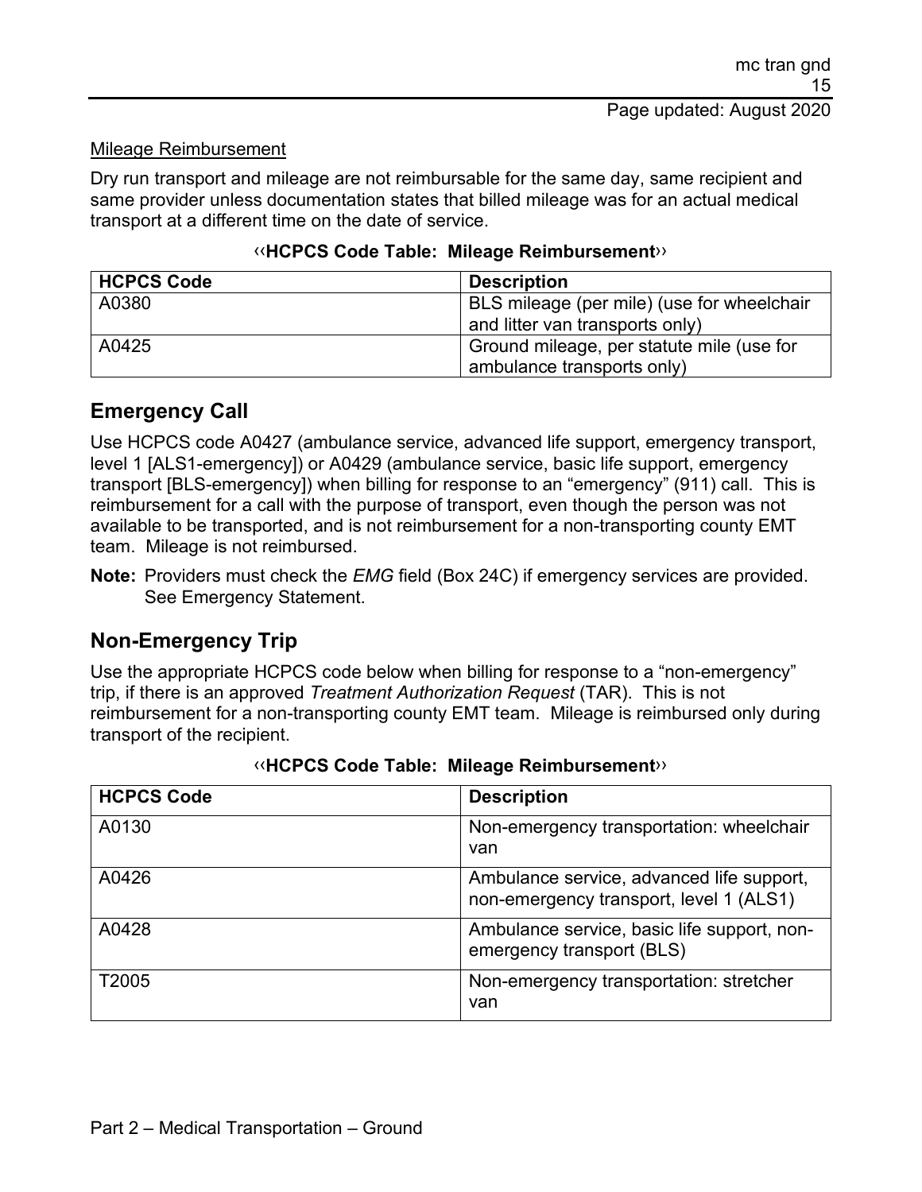Mileage Reimbursement

Dry run transport and mileage are not reimbursable for the same day, same recipient and same provider unless documentation states that billed mileage was for an actual medical transport at a different time on the date of service.

‹‹**HCPCS Code Table: Mileage Reimbursement**››

| HCPCS Code | Description |
| --- | --- |
| A0380 | BLS mileage (per mile) (use for wheelchair and litter van transports only) |
| A0425 | Ground mileage, per statute mile (use for ambulance transports only) |

## Emergency Call

Use HCPCS code A0427 (ambulance service, advanced life support, emergency transport, level 1 [ALS1-emergency]) or A0429 (ambulance service, basic life support, emergency transport [BLS-emergency]) when billing for response to an "emergency" (911) call. This is reimbursement for a call with the purpose of transport, even though the person was not available to be transported, and is not reimbursement for a non-transporting county EMT team. Mileage is not reimbursed.

**Note:** Providers must check the *EMG* field (Box 24C) if emergency services are provided. See Emergency Statement.

## Non-Emergency Trip

Use the appropriate HCPCS code below when billing for response to a "non-emergency" trip, if there is an approved *Treatment Authorization Request* (TAR). This is not reimbursement for a non-transporting county EMT team. Mileage is reimbursed only during transport of the recipient.

‹‹**HCPCS Code Table: Mileage Reimbursement**››

| HCPCS Code | Description |
| --- | --- |
| A0130 | Non-emergency transportation: wheelchair van |
| A0426 | Ambulance service, advanced life support, non-emergency transport, level 1 (ALS1) |
| A0428 | Ambulance service, basic life support, non-emergency transport (BLS) |
| T2005 | Non-emergency transportation: stretcher van |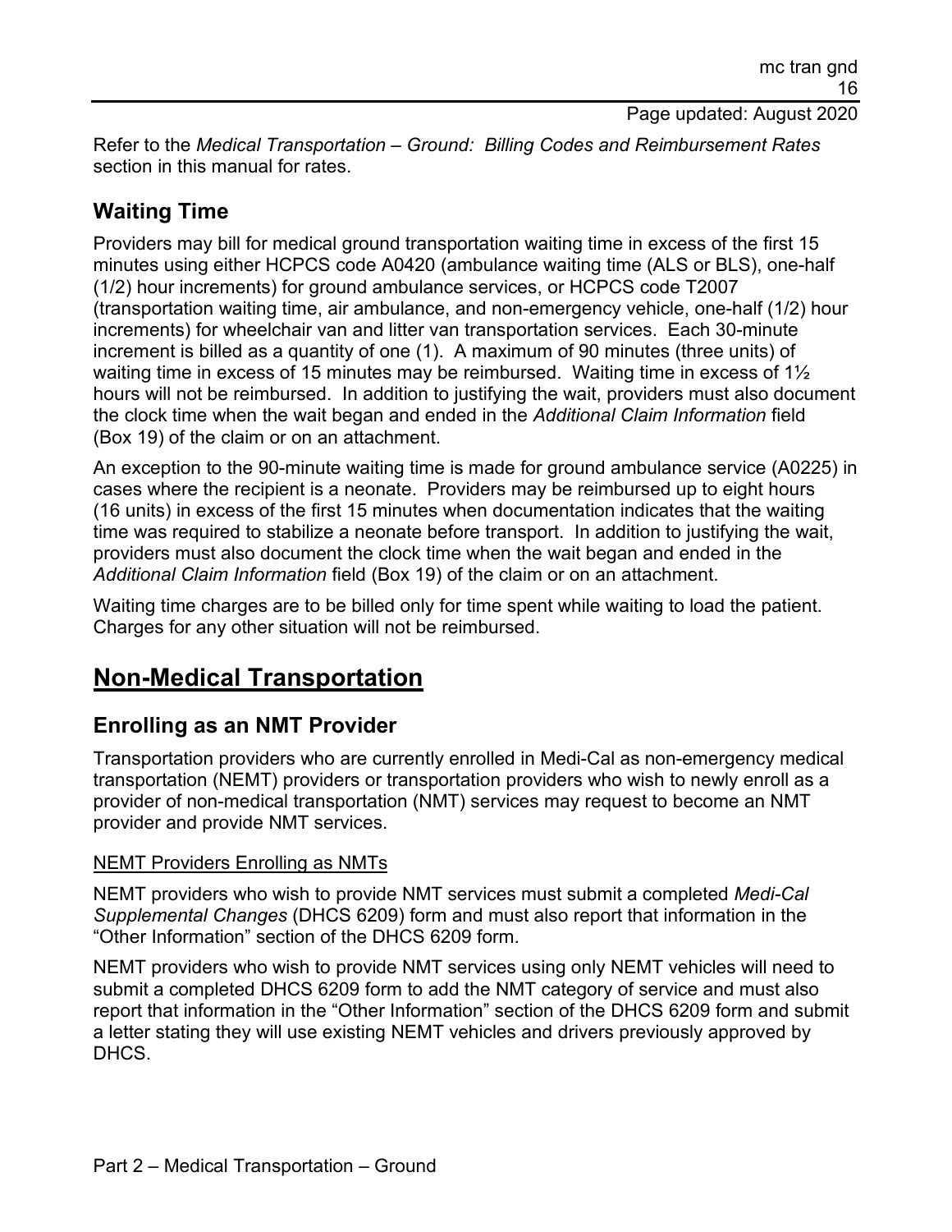Refer to the *Medical Transportation – Ground: Billing Codes and Reimbursement Rates* section in this manual for rates.

## Waiting Time

Providers may bill for medical ground transportation waiting time in excess of the first 15 minutes using either HCPCS code A0420 (ambulance waiting time (ALS or BLS), one-half (1/2) hour increments) for ground ambulance services, or HCPCS code T2007 (transportation waiting time, air ambulance, and non-emergency vehicle, one-half (1/2) hour increments) for wheelchair van and litter van transportation services. Each 30-minute increment is billed as a quantity of one (1). A maximum of 90 minutes (three units) of waiting time in excess of 15 minutes may be reimbursed. Waiting time in excess of 1½ hours will not be reimbursed. In addition to justifying the wait, providers must also document the clock time when the wait began and ended in the *Additional Claim Information* field (Box 19) of the claim or on an attachment.

An exception to the 90-minute waiting time is made for ground ambulance service (A0225) in cases where the recipient is a neonate. Providers may be reimbursed up to eight hours (16 units) in excess of the first 15 minutes when documentation indicates that the waiting time was required to stabilize a neonate before transport. In addition to justifying the wait, providers must also document the clock time when the wait began and ended in the *Additional Claim Information* field (Box 19) of the claim or on an attachment.

Waiting time charges are to be billed only for time spent while waiting to load the patient. Charges for any other situation will not be reimbursed.

# Non-Medical Transportation

## Enrolling as an NMT Provider

Transportation providers who are currently enrolled in Medi-Cal as non-emergency medical transportation (NEMT) providers or transportation providers who wish to newly enroll as a provider of non-medical transportation (NMT) services may request to become an NMT provider and provide NMT services.

### NEMT Providers Enrolling as NMTs

NEMT providers who wish to provide NMT services must submit a completed *Medi-Cal Supplemental Changes* (DHCS 6209) form and must also report that information in the "Other Information" section of the DHCS 6209 form.

NEMT providers who wish to provide NMT services using only NEMT vehicles will need to submit a completed DHCS 6209 form to add the NMT category of service and must also report that information in the "Other Information" section of the DHCS 6209 form and submit a letter stating they will use existing NEMT vehicles and drivers previously approved by DHCS.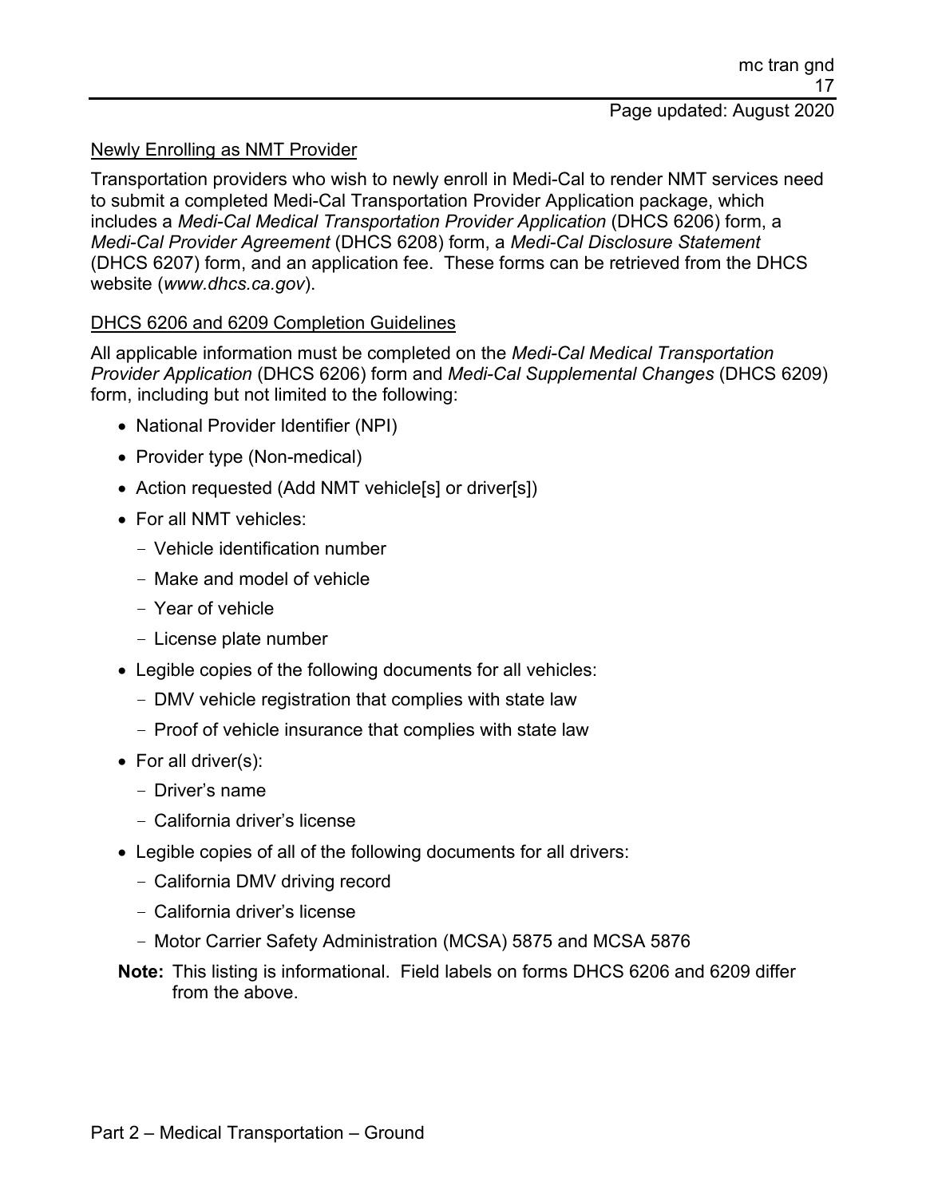Newly Enrolling as NMT Provider

Transportation providers who wish to newly enroll in Medi-Cal to render NMT services need to submit a completed Medi-Cal Transportation Provider Application package, which includes a *Medi-Cal Medical Transportation Provider Application* (DHCS 6206) form, a *Medi-Cal Provider Agreement* (DHCS 6208) form, a *Medi-Cal Disclosure Statement* (DHCS 6207) form, and an application fee. These forms can be retrieved from the DHCS website (*www.dhcs.ca.gov*).

DHCS 6206 and 6209 Completion Guidelines

All applicable information must be completed on the *Medi-Cal Medical Transportation Provider Application* (DHCS 6206) form and *Medi-Cal Supplemental Changes* (DHCS 6209) form, including but not limited to the following:

- National Provider Identifier (NPI)
- Provider type (Non-medical)
- Action requested (Add NMT vehicle[s] or driver[s])
- For all NMT vehicles:
  - Vehicle identification number
  - Make and model of vehicle
  - Year of vehicle
  - License plate number
- Legible copies of the following documents for all vehicles:
  - DMV vehicle registration that complies with state law
  - Proof of vehicle insurance that complies with state law
- For all driver(s):
  - Driver's name
  - California driver's license
- Legible copies of all of the following documents for all drivers:
  - California DMV driving record
  - California driver's license
  - Motor Carrier Safety Administration (MCSA) 5875 and MCSA 5876

**Note:** This listing is informational. Field labels on forms DHCS 6206 and 6209 differ from the above.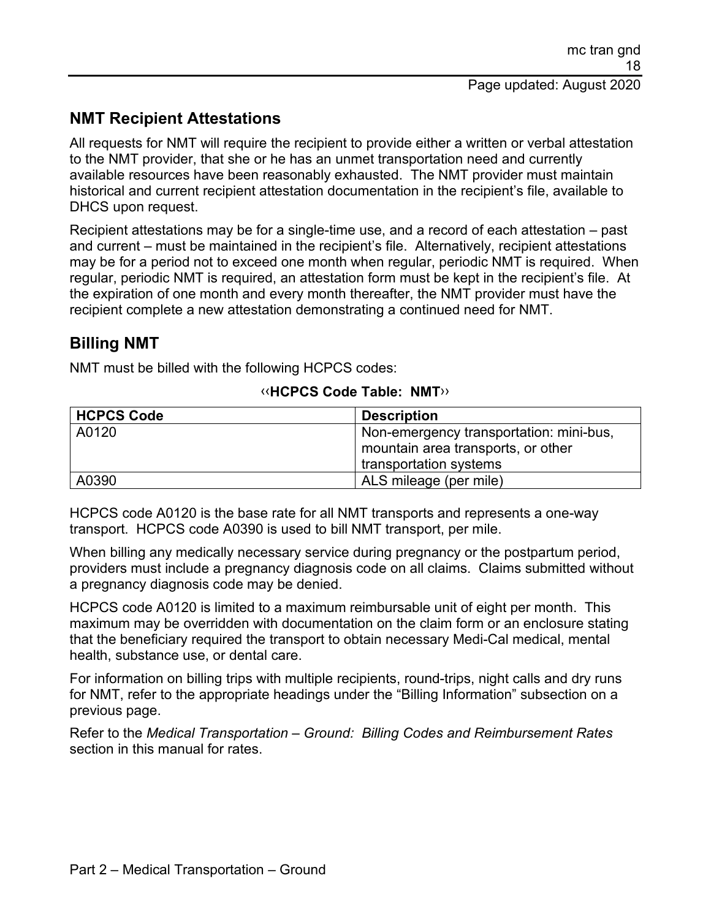## NMT Recipient Attestations

All requests for NMT will require the recipient to provide either a written or verbal attestation to the NMT provider, that she or he has an unmet transportation need and currently available resources have been reasonably exhausted. The NMT provider must maintain historical and current recipient attestation documentation in the recipient's file, available to DHCS upon request.

Recipient attestations may be for a single-time use, and a record of each attestation – past and current – must be maintained in the recipient's file. Alternatively, recipient attestations may be for a period not to exceed one month when regular, periodic NMT is required. When regular, periodic NMT is required, an attestation form must be kept in the recipient's file. At the expiration of one month and every month thereafter, the NMT provider must have the recipient complete a new attestation demonstrating a continued need for NMT.

## Billing NMT

NMT must be billed with the following HCPCS codes:

‹‹**HCPCS Code Table: NMT**››

| HCPCS Code | Description |
| --- | --- |
| A0120 | Non-emergency transportation: mini-bus, mountain area transports, or other transportation systems |
| A0390 | ALS mileage (per mile) |

HCPCS code A0120 is the base rate for all NMT transports and represents a one-way transport. HCPCS code A0390 is used to bill NMT transport, per mile.

When billing any medically necessary service during pregnancy or the postpartum period, providers must include a pregnancy diagnosis code on all claims. Claims submitted without a pregnancy diagnosis code may be denied.

HCPCS code A0120 is limited to a maximum reimbursable unit of eight per month. This maximum may be overridden with documentation on the claim form or an enclosure stating that the beneficiary required the transport to obtain necessary Medi-Cal medical, mental health, substance use, or dental care.

For information on billing trips with multiple recipients, round-trips, night calls and dry runs for NMT, refer to the appropriate headings under the "Billing Information" subsection on a previous page.

Refer to the *Medical Transportation – Ground: Billing Codes and Reimbursement Rates* section in this manual for rates.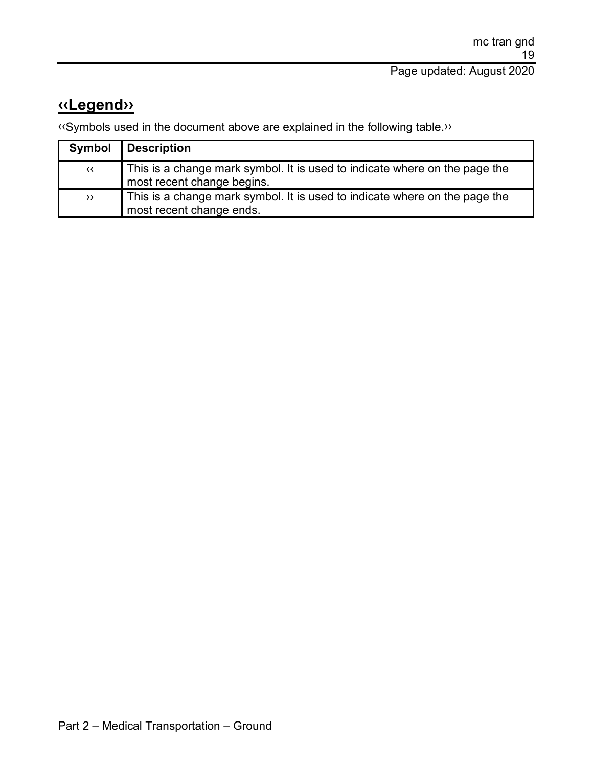## ‹‹Legend››

‹‹Symbols used in the document above are explained in the following table.››

| Symbol | Description |
|---|---|
| ‹‹ | This is a change mark symbol. It is used to indicate where on the page the most recent change begins. |
| ›› | This is a change mark symbol. It is used to indicate where on the page the most recent change ends. |